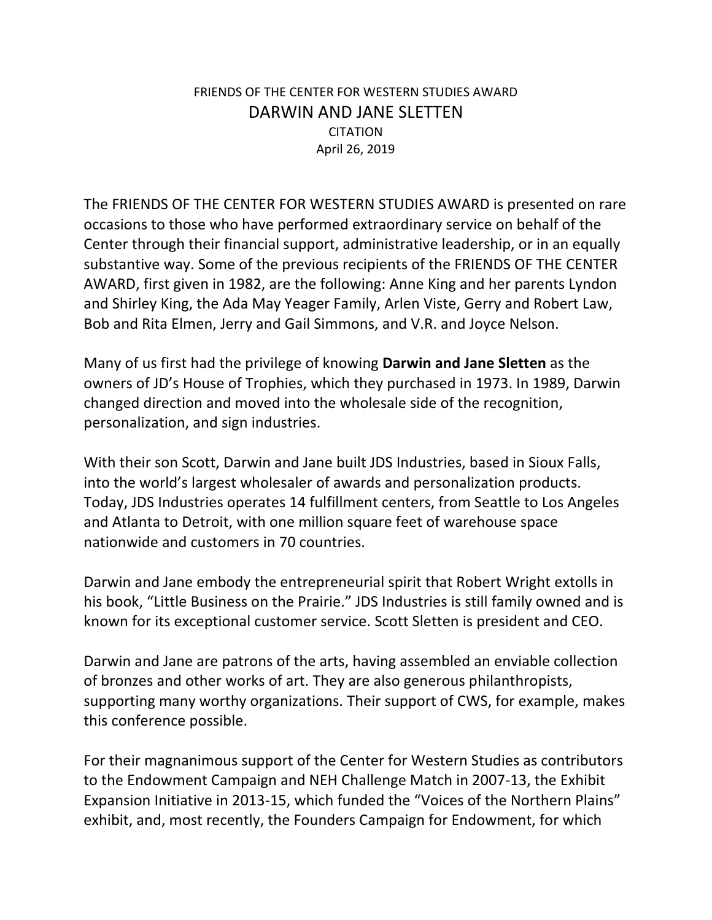FRIENDS OF THE CENTER FOR WESTERN STUDIES AWARD

# DARWIN AND JANE SLETTEN

CITATION

April 26, 2019

The FRIENDS OF THE CENTER FOR WESTERN STUDIES AWARD is presented on rare occasions to those who have performed extraordinary service on behalf of the Center through their financial support, administrative leadership, or in an equally substantive way. Some of the previous recipients of the FRIENDS OF THE CENTER AWARD, first given in 1982, are the following: Anne King and her parents Lyndon and Shirley King, the Ada May Yeager Family, Arlen Viste, Gerry and Robert Law, Bob and Rita Elmen, Jerry and Gail Simmons, and V.R. and Joyce Nelson.

Many of us first had the privilege of knowing **Darwin and Jane Sletten** as the owners of JD's House of Trophies, which they purchased in 1973. In 1989, Darwin changed direction and moved into the wholesale side of the recognition, personalization, and sign industries.

With their son Scott, Darwin and Jane built JDS Industries, based in Sioux Falls, into the world's largest wholesaler of awards and personalization products. Today, JDS Industries operates 14 fulfillment centers, from Seattle to Los Angeles and Atlanta to Detroit, with one million square feet of warehouse space nationwide and customers in 70 countries.

Darwin and Jane embody the entrepreneurial spirit that Robert Wright extolls in his book, "Little Business on the Prairie." JDS Industries is still family owned and is known for its exceptional customer service. Scott Sletten is president and CEO.

Darwin and Jane are patrons of the arts, having assembled an enviable collection of bronzes and other works of art. They are also generous philanthropists, supporting many worthy organizations. Their support of CWS, for example, makes this conference possible.

For their magnanimous support of the Center for Western Studies as contributors to the Endowment Campaign and NEH Challenge Match in 2007-13, the Exhibit Expansion Initiative in 2013-15, which funded the "Voices of the Northern Plains" exhibit, and, most recently, the Founders Campaign for Endowment, for which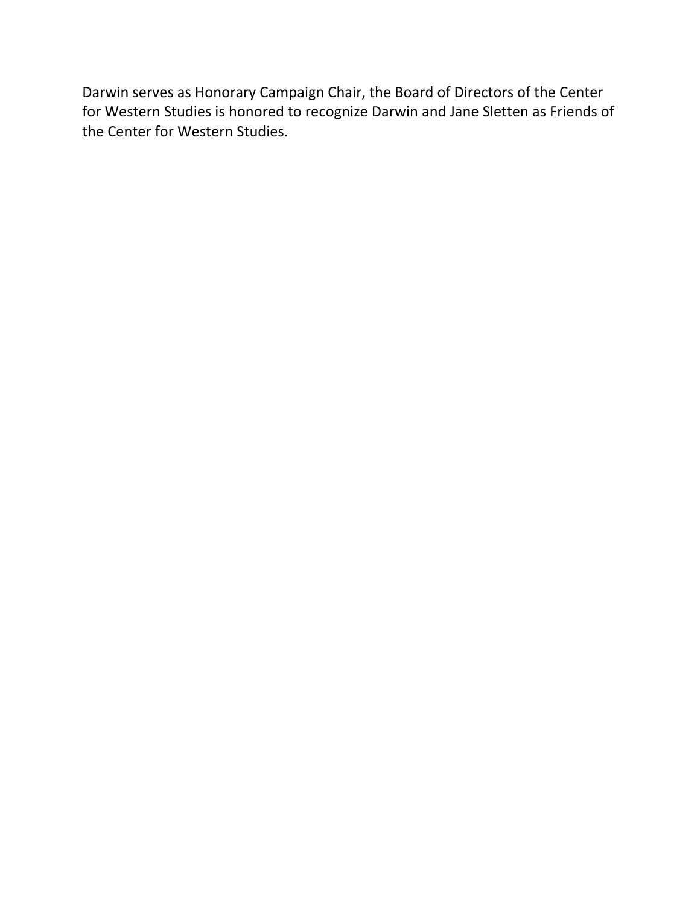Darwin serves as Honorary Campaign Chair, the Board of Directors of the Center for Western Studies is honored to recognize Darwin and Jane Sletten as Friends of the Center for Western Studies.